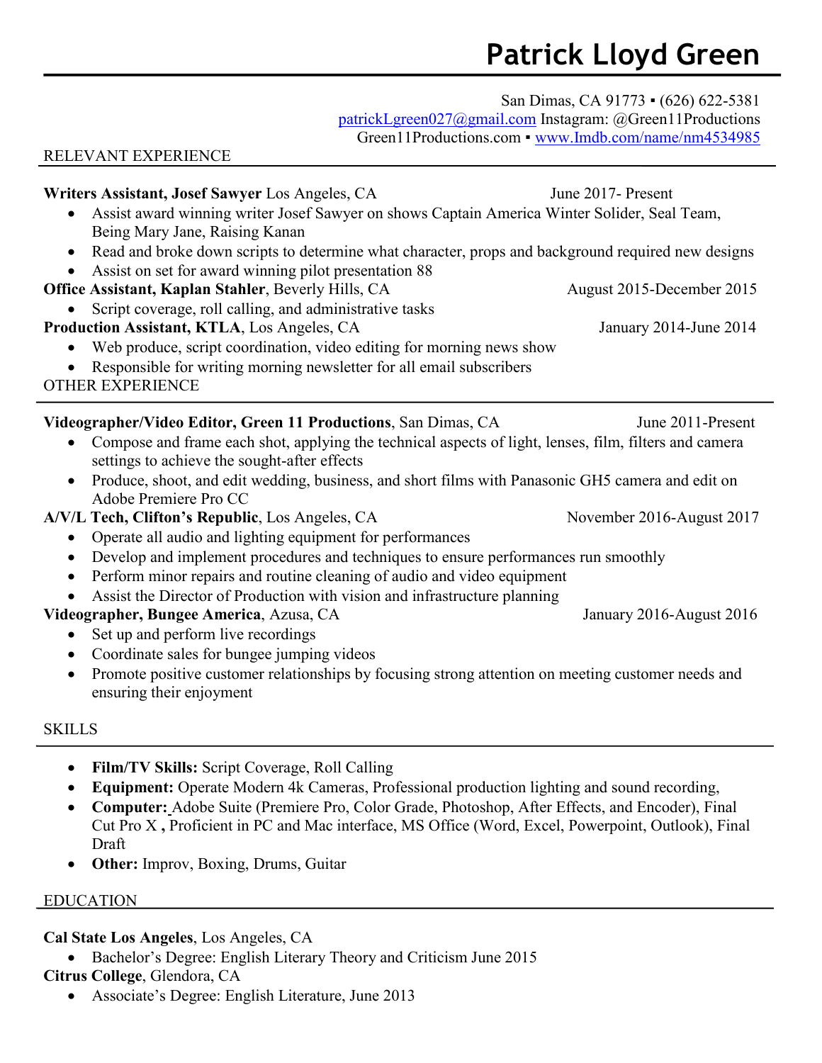# Patrick Lloyd Green

San Dimas, CA 91773 ▪ (626) 622-5381
patrickLgreen027@gmail.com Instagram: @Green11Productions
Green11Productions.com ▪ www.Imdb.com/name/nm4534985

## RELEVANT EXPERIENCE

**Writers Assistant, Josef Sawyer** Los Angeles, CA June 2017- Present

- Assist award winning writer Josef Sawyer on shows Captain America Winter Solider, Seal Team, Being Mary Jane, Raising Kanan
- Read and broke down scripts to determine what character, props and background required new designs
- Assist on set for award winning pilot presentation 88

**Office Assistant, Kaplan Stahler**, Beverly Hills, CA August 2015-December 2015

- Script coverage, roll calling, and administrative tasks

**Production Assistant, KTLA**, Los Angeles, CA January 2014-June 2014

- Web produce, script coordination, video editing for morning news show
- Responsible for writing morning newsletter for all email subscribers

## OTHER EXPERIENCE

**Videographer/Video Editor, Green 11 Productions**, San Dimas, CA June 2011-Present

- Compose and frame each shot, applying the technical aspects of light, lenses, film, filters and camera settings to achieve the sought-after effects
- Produce, shoot, and edit wedding, business, and short films with Panasonic GH5 camera and edit on Adobe Premiere Pro CC

**A/V/L Tech, Clifton's Republic**, Los Angeles, CA November 2016-August 2017

- Operate all audio and lighting equipment for performances
- Develop and implement procedures and techniques to ensure performances run smoothly
- Perform minor repairs and routine cleaning of audio and video equipment
- Assist the Director of Production with vision and infrastructure planning

**Videographer, Bungee America**, Azusa, CA January 2016-August 2016

- Set up and perform live recordings
- Coordinate sales for bungee jumping videos
- Promote positive customer relationships by focusing strong attention on meeting customer needs and ensuring their enjoyment

## SKILLS

- **Film/TV Skills:** Script Coverage, Roll Calling
- **Equipment:** Operate Modern 4k Cameras, Professional production lighting and sound recording,
- **Computer:** Adobe Suite (Premiere Pro, Color Grade, Photoshop, After Effects, and Encoder), Final Cut Pro X **,** Proficient in PC and Mac interface, MS Office (Word, Excel, Powerpoint, Outlook), Final Draft
- **Other:** Improv, Boxing, Drums, Guitar

## EDUCATION

**Cal State Los Angeles**, Los Angeles, CA

- Bachelor's Degree: English Literary Theory and Criticism June 2015

**Citrus College**, Glendora, CA

- Associate's Degree: English Literature, June 2013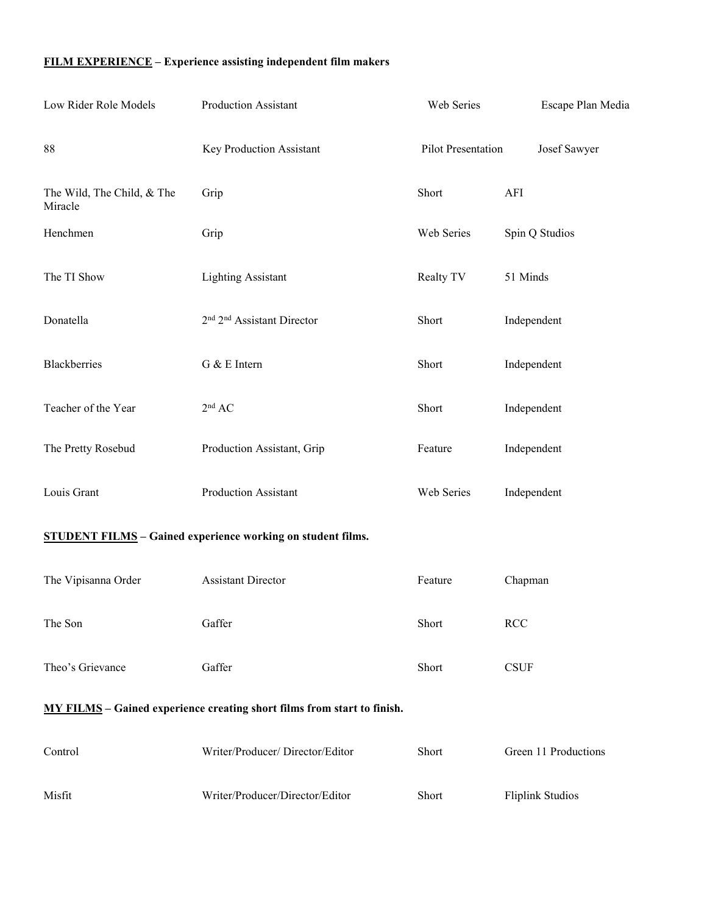**<u>FILM EXPERIENCE</u> – Experience assisting independent film makers**

| | | | |
|---|---|---|---|
| Low Rider Role Models | Production Assistant | Web Series | Escape Plan Media |
| 88 | Key Production Assistant | Pilot Presentation | Josef Sawyer |
| The Wild, The Child, & The Miracle | Grip | Short | AFI |
| Henchmen | Grip | Web Series | Spin Q Studios |
| The TI Show | Lighting Assistant | Realty TV | 51 Minds |
| Donatella | 2nd 2nd Assistant Director | Short | Independent |
| Blackberries | G & E Intern | Short | Independent |
| Teacher of the Year | 2nd AC | Short | Independent |
| The Pretty Rosebud | Production Assistant, Grip | Feature | Independent |
| Louis Grant | Production Assistant | Web Series | Independent |

**<u>STUDENT FILMS</u> – Gained experience working on student films.**

| | | | |
|---|---|---|---|
| The Vipisanna Order | Assistant Director | Feature | Chapman |
| The Son | Gaffer | Short | RCC |
| Theo's Grievance | Gaffer | Short | CSUF |

**<u>MY FILMS</u> – Gained experience creating short films from start to finish.**

| | | | |
|---|---|---|---|
| Control | Writer/Producer/ Director/Editor | Short | Green 11 Productions |
| Misfit | Writer/Producer/Director/Editor | Short | Fliplink Studios |